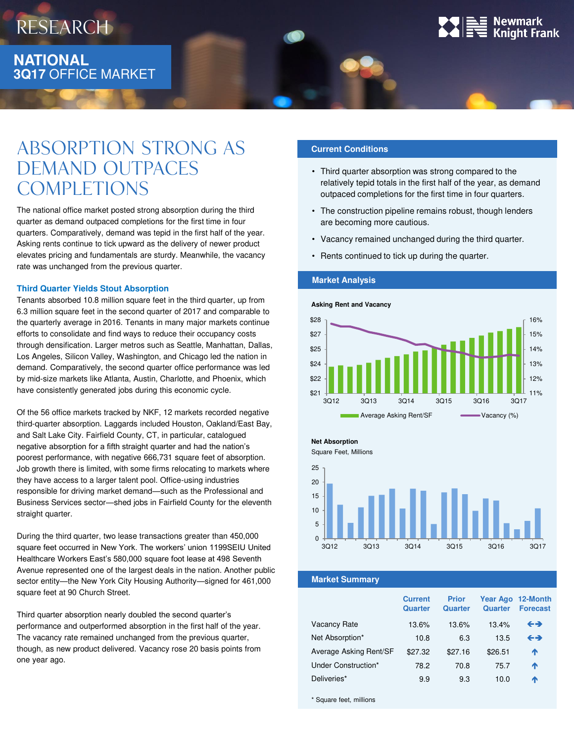RESEARCH

# NATIONAL 3Q17 OFFICE MARKET

## ABSORPTION STRONG AS DEMAND OUTPACES COMPLETIONS

The national office market posted strong absorption during the third quarter as demand outpaced completions for the first time in four quarters. Comparatively, demand was tepid in the first half of the year. Asking rents continue to tick upward as the delivery of newer product elevates pricing and fundamentals are sturdy. Meanwhile, the vacancy rate was unchanged from the previous quarter.

### Third Quarter Yields Stout Absorption

Tenants absorbed 10.8 million square feet in the third quarter, up from 6.3 million square feet in the second quarter of 2017 and comparable to the quarterly average in 2016. Tenants in many major markets continue efforts to consolidate and find ways to reduce their occupancy costs through densification. Larger metros such as Seattle, Manhattan, Dallas, Los Angeles, Silicon Valley, Washington, and Chicago led the nation in demand. Comparatively, the second quarter office performance was led by mid-size markets like Atlanta, Austin, Charlotte, and Phoenix, which have consistently generated jobs during this economic cycle.

Of the 56 office markets tracked by NKF, 12 markets recorded negative third-quarter absorption. Laggards included Houston, Oakland/East Bay, and Salt Lake City. Fairfield County, CT, in particular, catalogued negative absorption for a fifth straight quarter and had the nation's poorest performance, with negative 666,731 square feet of absorption. Job growth there is limited, with some firms relocating to markets where they have access to a larger talent pool. Office-using industries responsible for driving market demand—such as the Professional and Business Services sector—shed jobs in Fairfield County for the eleventh straight quarter.

During the third quarter, two lease transactions greater than 450,000 square feet occurred in New York. The workers' union 1199SEIU United Healthcare Workers East's 580,000 square foot lease at 498 Seventh Avenue represented one of the largest deals in the nation. Another public sector entity—the New York City Housing Authority—signed for 461,000 square feet at 90 Church Street.

Third quarter absorption nearly doubled the second quarter's performance and outperformed absorption in the first half of the year. The vacancy rate remained unchanged from the previous quarter, though, as new product delivered. Vacancy rose 20 basis points from one year ago.

### Current Conditions

- Third quarter absorption was strong compared to the relatively tepid totals in the first half of the year, as demand outpaced completions for the first time in four quarters.
- The construction pipeline remains robust, though lenders are becoming more cautious.
- Vacancy remained unchanged during the third quarter.
- Rents continued to tick up during the quarter.

### Market Analysis

**Asking Rent and Vacancy**

Average Asking Rent/SF; Vacancy (%)

**Net Absorption**

Square Feet, Millions

### Market Summary

| | Current Quarter | Prior Quarter | Year Ago Quarter | 12-Month Forecast |
|---|---|---|---|---|
| Vacancy Rate | 13.6% | 13.6% | 13.4% | ↔ |
| Net Absorption* | 10.8 | 6.3 | 13.5 | ↔ |
| Average Asking Rent/SF | $27.32 | $27.16 | $26.51 | ↑ |
| Under Construction* | 78.2 | 70.8 | 75.7 | ↑ |
| Deliveries* | 9.9 | 9.3 | 10.0 | ↑ |

\* Square feet, millions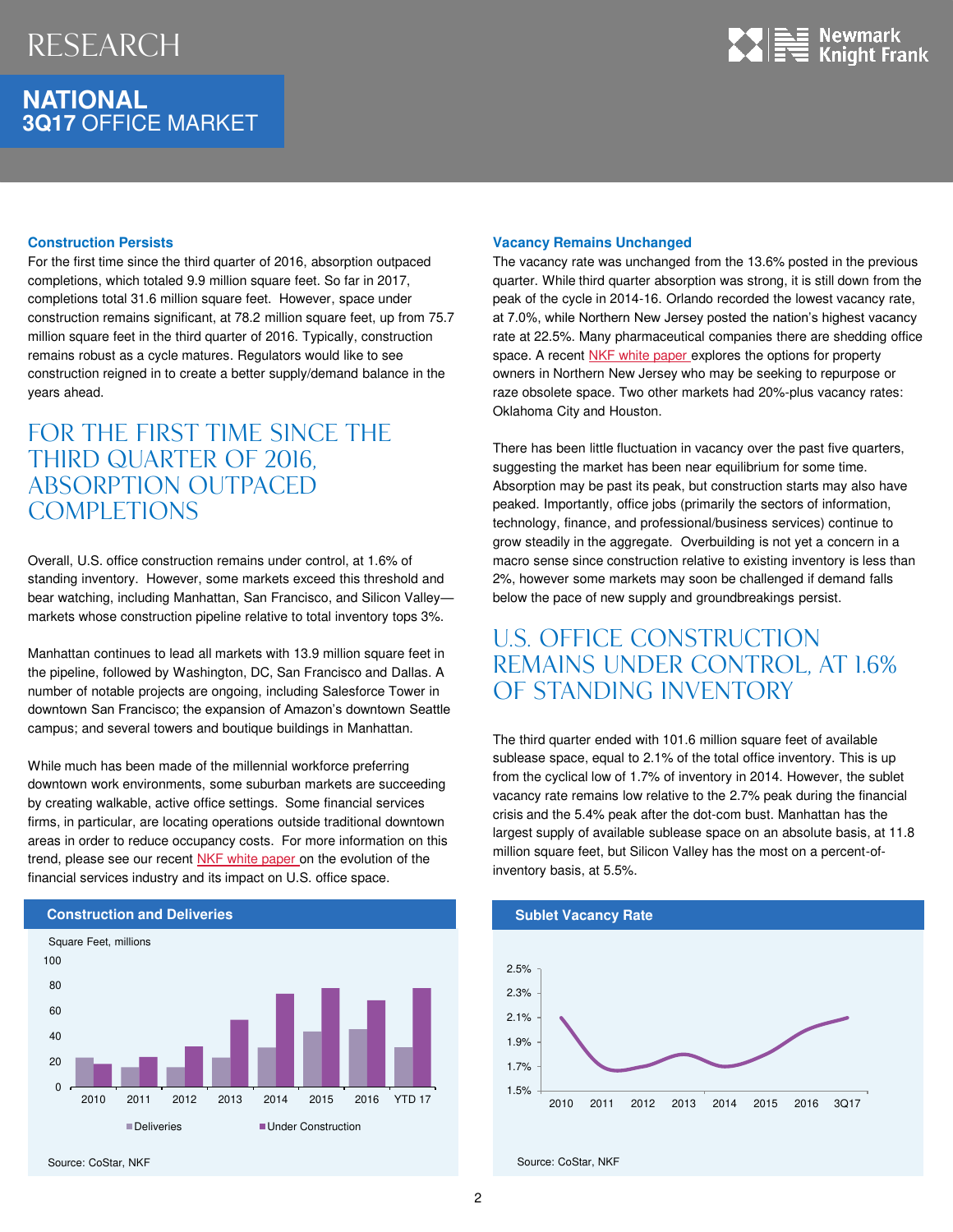## Construction Persists

For the first time since the third quarter of 2016, absorption outpaced completions, which totaled 9.9 million square feet. So far in 2017, completions total 31.6 million square feet. However, space under construction remains significant, at 78.2 million square feet, up from 75.7 million square feet in the third quarter of 2016. Typically, construction remains robust as a cycle matures. Regulators would like to see construction reigned in to create a better supply/demand balance in the years ahead.

> FOR THE FIRST TIME SINCE THE THIRD QUARTER OF 2016, ABSORPTION OUTPACED COMPLETIONS

Overall, U.S. office construction remains under control, at 1.6% of standing inventory. However, some markets exceed this threshold and bear watching, including Manhattan, San Francisco, and Silicon Valley—markets whose construction pipeline relative to total inventory tops 3%.

Manhattan continues to lead all markets with 13.9 million square feet in the pipeline, followed by Washington, DC, San Francisco and Dallas. A number of notable projects are ongoing, including Salesforce Tower in downtown San Francisco; the expansion of Amazon's downtown Seattle campus; and several towers and boutique buildings in Manhattan.

While much has been made of the millennial workforce preferring downtown work environments, some suburban markets are succeeding by creating walkable, active office settings. Some financial services firms, in particular, are locating operations outside traditional downtown areas in order to reduce occupancy costs. For more information on this trend, please see our recent NKF white paper on the evolution of the financial services industry and its impact on U.S. office space.

### Construction and Deliveries

Square Feet, millions

Legend: Deliveries, Under Construction

Source: CoStar, NKF

## Vacancy Remains Unchanged

The vacancy rate was unchanged from the 13.6% posted in the previous quarter. While third quarter absorption was strong, it is still down from the peak of the cycle in 2014-16. Orlando recorded the lowest vacancy rate, at 7.0%, while Northern New Jersey posted the nation's highest vacancy rate at 22.5%. Many pharmaceutical companies there are shedding office space. A recent NKF white paper explores the options for property owners in Northern New Jersey who may be seeking to repurpose or raze obsolete space. Two other markets had 20%-plus vacancy rates: Oklahoma City and Houston.

There has been little fluctuation in vacancy over the past five quarters, suggesting the market has been near equilibrium for some time. Absorption may be past its peak, but construction starts may also have peaked. Importantly, office jobs (primarily the sectors of information, technology, finance, and professional/business services) continue to grow steadily in the aggregate. Overbuilding is not yet a concern in a macro sense since construction relative to existing inventory is less than 2%, however some markets may soon be challenged if demand falls below the pace of new supply and groundbreakings persist.

> U.S. OFFICE CONSTRUCTION REMAINS UNDER CONTROL, AT 1.6% OF STANDING INVENTORY

The third quarter ended with 101.6 million square feet of available sublease space, equal to 2.1% of the total office inventory. This is up from the cyclical low of 1.7% of inventory in 2014. However, the sublet vacancy rate remains low relative to the 2.7% peak during the financial crisis and the 5.4% peak after the dot-com bust. Manhattan has the largest supply of available sublease space on an absolute basis, at 11.8 million square feet, but Silicon Valley has the most on a percent-of-inventory basis, at 5.5%.

### Sublet Vacancy Rate

Source: CoStar, NKF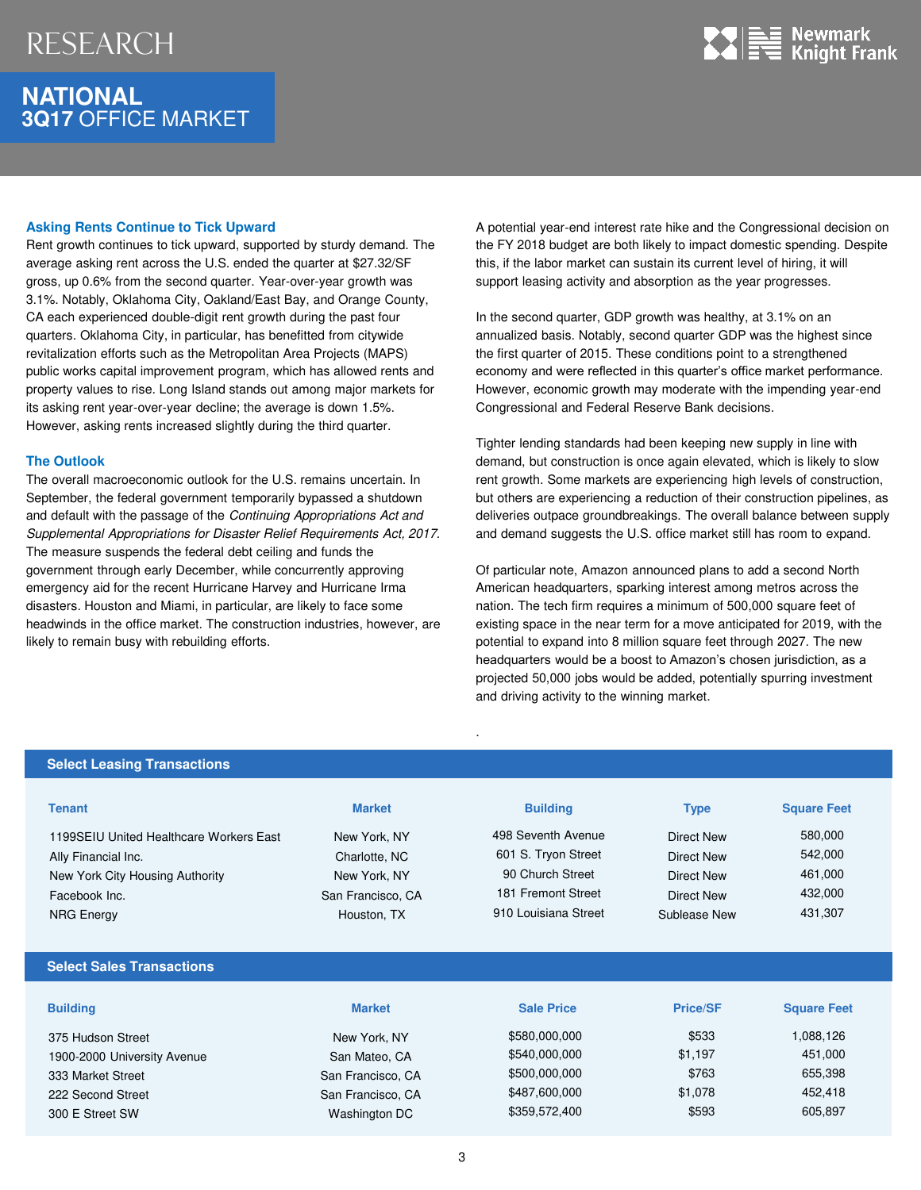# RESEARCH

## NATIONAL 3Q17 OFFICE MARKET

### Asking Rents Continue to Tick Upward

Rent growth continues to tick upward, supported by sturdy demand. The average asking rent across the U.S. ended the quarter at $27.32/SF gross, up 0.6% from the second quarter. Year-over-year growth was 3.1%. Notably, Oklahoma City, Oakland/East Bay, and Orange County, CA each experienced double-digit rent growth during the past four quarters. Oklahoma City, in particular, has benefitted from citywide revitalization efforts such as the Metropolitan Area Projects (MAPS) public works capital improvement program, which has allowed rents and property values to rise. Long Island stands out among major markets for its asking rent year-over-year decline; the average is down 1.5%. However, asking rents increased slightly during the third quarter.

### The Outlook

The overall macroeconomic outlook for the U.S. remains uncertain. In September, the federal government temporarily bypassed a shutdown and default with the passage of the *Continuing Appropriations Act and Supplemental Appropriations for Disaster Relief Requirements Act, 2017.* The measure suspends the federal debt ceiling and funds the government through early December, while concurrently approving emergency aid for the recent Hurricane Harvey and Hurricane Irma disasters. Houston and Miami, in particular, are likely to face some headwinds in the office market. The construction industries, however, are likely to remain busy with rebuilding efforts.

A potential year-end interest rate hike and the Congressional decision on the FY 2018 budget are both likely to impact domestic spending. Despite this, if the labor market can sustain its current level of hiring, it will support leasing activity and absorption as the year progresses.

In the second quarter, GDP growth was healthy, at 3.1% on an annualized basis. Notably, second quarter GDP was the highest since the first quarter of 2015. These conditions point to a strengthened economy and were reflected in this quarter's office market performance. However, economic growth may moderate with the impending year-end Congressional and Federal Reserve Bank decisions.

Tighter lending standards had been keeping new supply in line with demand, but construction is once again elevated, which is likely to slow rent growth. Some markets are experiencing high levels of construction, but others are experiencing a reduction of their construction pipelines, as deliveries outpace groundbreakings. The overall balance between supply and demand suggests the U.S. office market still has room to expand.

Of particular note, Amazon announced plans to add a second North American headquarters, sparking interest among metros across the nation. The tech firm requires a minimum of 500,000 square feet of existing space in the near term for a move anticipated for 2019, with the potential to expand into 8 million square feet through 2027. The new headquarters would be a boost to Amazon's chosen jurisdiction, as a projected 50,000 jobs would be added, potentially spurring investment and driving activity to the winning market.

### Select Leasing Transactions

| Tenant | Market | Building | Type | Square Feet |
|---|---|---|---|---|
| 1199SEIU United Healthcare Workers East | New York, NY | 498 Seventh Avenue | Direct New | 580,000 |
| Ally Financial Inc. | Charlotte, NC | 601 S. Tryon Street | Direct New | 542,000 |
| New York City Housing Authority | New York, NY | 90 Church Street | Direct New | 461,000 |
| Facebook Inc. | San Francisco, CA | 181 Fremont Street | Direct New | 432,000 |
| NRG Energy | Houston, TX | 910 Louisiana Street | Sublease New | 431,307 |

### Select Sales Transactions

| Building | Market | Sale Price | Price/SF | Square Feet |
|---|---|---|---|---|
| 375 Hudson Street | New York, NY | $580,000,000 | $533 | 1,088,126 |
| 1900-2000 University Avenue | San Mateo, CA | $540,000,000 | $1,197 | 451,000 |
| 333 Market Street | San Francisco, CA | $500,000,000 | $763 | 655,398 |
| 222 Second Street | San Francisco, CA | $487,600,000 | $1,078 | 452,418 |
| 300 E Street SW | Washington DC | $359,572,400 | $593 | 605,897 |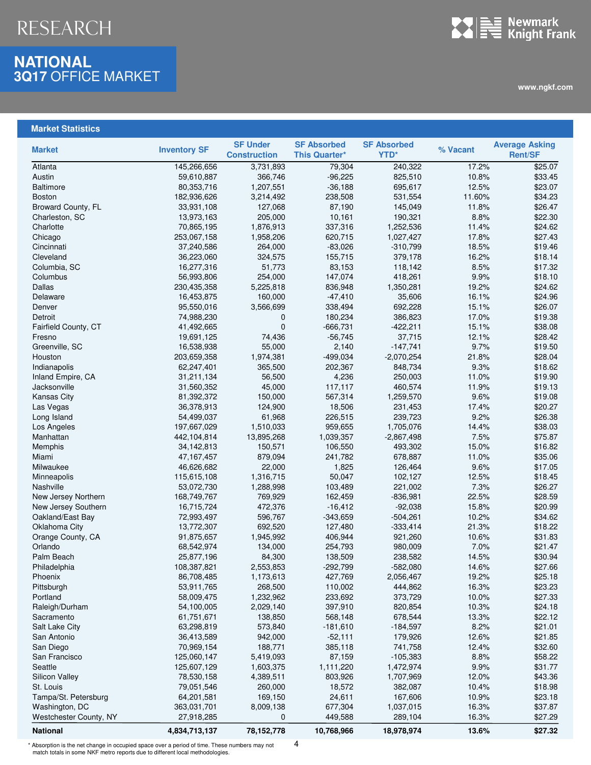# RESEARCH

## NATIONAL
## 3Q17 OFFICE MARKET

www.ngkf.com

### Market Statistics

| Market | Inventory SF | SF Under Construction | SF Absorbed This Quarter* | SF Absorbed YTD* | % Vacant | Average Asking Rent/SF |
|---|---|---|---|---|---|---|
| Atlanta | 145,266,656 | 3,731,893 | 79,304 | 240,322 | 17.2% | $25.07 |
| Austin | 59,610,887 | 366,746 | -96,225 | 825,510 | 10.8% | $33.45 |
| Baltimore | 80,353,716 | 1,207,551 | -36,188 | 695,617 | 12.5% | $23.07 |
| Boston | 182,936,626 | 3,214,492 | 238,508 | 531,554 | 11.60% | $34.23 |
| Broward County, FL | 33,931,108 | 127,068 | 87,190 | 145,049 | 11.8% | $26.47 |
| Charleston, SC | 13,973,163 | 205,000 | 10,161 | 190,321 | 8.8% | $22.30 |
| Charlotte | 70,865,195 | 1,876,913 | 337,316 | 1,252,536 | 11.4% | $24.62 |
| Chicago | 253,067,158 | 1,958,206 | 620,715 | 1,027,427 | 17.8% | $27.43 |
| Cincinnati | 37,240,586 | 264,000 | -83,026 | -310,799 | 18.5% | $19.46 |
| Cleveland | 36,223,060 | 324,575 | 155,715 | 379,178 | 16.2% | $18.14 |
| Columbia, SC | 16,277,316 | 51,773 | 83,153 | 118,142 | 8.5% | $17.32 |
| Columbus | 56,993,806 | 254,000 | 147,074 | 418,261 | 9.9% | $18.10 |
| Dallas | 230,435,358 | 5,225,818 | 836,948 | 1,350,281 | 19.2% | $24.62 |
| Delaware | 16,453,875 | 160,000 | -47,410 | 35,606 | 16.1% | $24.96 |
| Denver | 95,550,016 | 3,566,699 | 338,494 | 692,228 | 15.1% | $26.07 |
| Detroit | 74,988,230 | 0 | 180,234 | 386,823 | 17.0% | $19.38 |
| Fairfield County, CT | 41,492,665 | 0 | -666,731 | -422,211 | 15.1% | $38.08 |
| Fresno | 19,691,125 | 74,436 | -56,745 | 37,715 | 12.1% | $28.42 |
| Greenville, SC | 16,538,938 | 55,000 | 2,140 | -147,741 | 9.7% | $19.50 |
| Houston | 203,659,358 | 1,974,381 | -499,034 | -2,070,254 | 21.8% | $28.04 |
| Indianapolis | 62,247,401 | 365,500 | 202,367 | 848,734 | 9.3% | $18.62 |
| Inland Empire, CA | 31,211,134 | 56,500 | 4,236 | 250,003 | 11.0% | $19.90 |
| Jacksonville | 31,560,352 | 45,000 | 117,117 | 460,574 | 11.9% | $19.13 |
| Kansas City | 81,392,372 | 150,000 | 567,314 | 1,259,570 | 9.6% | $19.08 |
| Las Vegas | 36,378,913 | 124,900 | 18,506 | 231,453 | 17.4% | $20.27 |
| Long Island | 54,499,037 | 61,968 | 226,515 | 239,723 | 9.2% | $26.38 |
| Los Angeles | 197,667,029 | 1,510,033 | 959,655 | 1,705,076 | 14.4% | $38.03 |
| Manhattan | 442,104,814 | 13,895,268 | 1,039,357 | -2,867,498 | 7.5% | $75.87 |
| Memphis | 34,142,813 | 150,571 | 106,550 | 493,302 | 15.0% | $16.82 |
| Miami | 47,167,457 | 879,094 | 241,782 | 678,887 | 11.0% | $35.06 |
| Milwaukee | 46,626,682 | 22,000 | 1,825 | 126,464 | 9.6% | $17.05 |
| Minneapolis | 115,615,108 | 1,316,715 | 50,047 | 102,127 | 12.5% | $18.45 |
| Nashville | 53,072,730 | 1,288,998 | 103,489 | 221,002 | 7.3% | $26.27 |
| New Jersey Northern | 168,749,767 | 769,929 | 162,459 | -836,981 | 22.5% | $28.59 |
| New Jersey Southern | 16,715,724 | 472,376 | -16,412 | -92,038 | 15.8% | $20.99 |
| Oakland/East Bay | 72,993,497 | 596,767 | -343,659 | -504,261 | 10.2% | $34.62 |
| Oklahoma City | 13,772,307 | 692,520 | 127,480 | -333,414 | 21.3% | $18.22 |
| Orange County, CA | 91,875,657 | 1,945,992 | 406,944 | 921,260 | 10.6% | $31.83 |
| Orlando | 68,542,974 | 134,000 | 254,793 | 980,009 | 7.0% | $21.47 |
| Palm Beach | 25,877,196 | 84,300 | 138,509 | 238,582 | 14.5% | $30.94 |
| Philadelphia | 108,387,821 | 2,553,853 | -292,799 | -582,080 | 14.6% | $27.66 |
| Phoenix | 86,708,485 | 1,173,613 | 427,769 | 2,056,467 | 19.2% | $25.18 |
| Pittsburgh | 53,911,765 | 268,500 | 110,002 | 444,862 | 16.3% | $23.23 |
| Portland | 58,009,475 | 1,232,962 | 233,692 | 373,729 | 10.0% | $27.33 |
| Raleigh/Durham | 54,100,005 | 2,029,140 | 397,910 | 820,854 | 10.3% | $24.18 |
| Sacramento | 61,751,671 | 138,850 | 568,148 | 678,544 | 13.3% | $22.12 |
| Salt Lake City | 63,298,819 | 573,840 | -181,610 | -184,597 | 8.2% | $21.01 |
| San Antonio | 36,413,589 | 942,000 | -52,111 | 179,926 | 12.6% | $21.85 |
| San Diego | 70,969,154 | 188,771 | 385,118 | 741,758 | 12.4% | $32.60 |
| San Francisco | 125,060,147 | 5,419,093 | 87,159 | -105,383 | 8.8% | $58.22 |
| Seattle | 125,607,129 | 1,603,375 | 1,111,220 | 1,472,974 | 9.9% | $31.77 |
| Silicon Valley | 78,530,158 | 4,389,511 | 803,926 | 1,707,969 | 12.0% | $43.36 |
| St. Louis | 79,051,546 | 260,000 | 18,572 | 382,087 | 10.4% | $18.98 |
| Tampa/St. Petersburg | 64,201,581 | 169,150 | 24,611 | 167,606 | 10.9% | $23.18 |
| Washington, DC | 363,031,701 | 8,009,138 | 677,304 | 1,037,015 | 16.3% | $37.87 |
| Westchester County, NY | 27,918,285 | 0 | 449,588 | 289,104 | 16.3% | $27.29 |
| **National** | **4,834,713,137** | **78,152,778** | **10,768,966** | **18,978,974** | **13.6%** | **$27.32** |

\* Absorption is the net change in occupied space over a period of time. These numbers may not match totals in some NKF metro reports due to different local methodologies.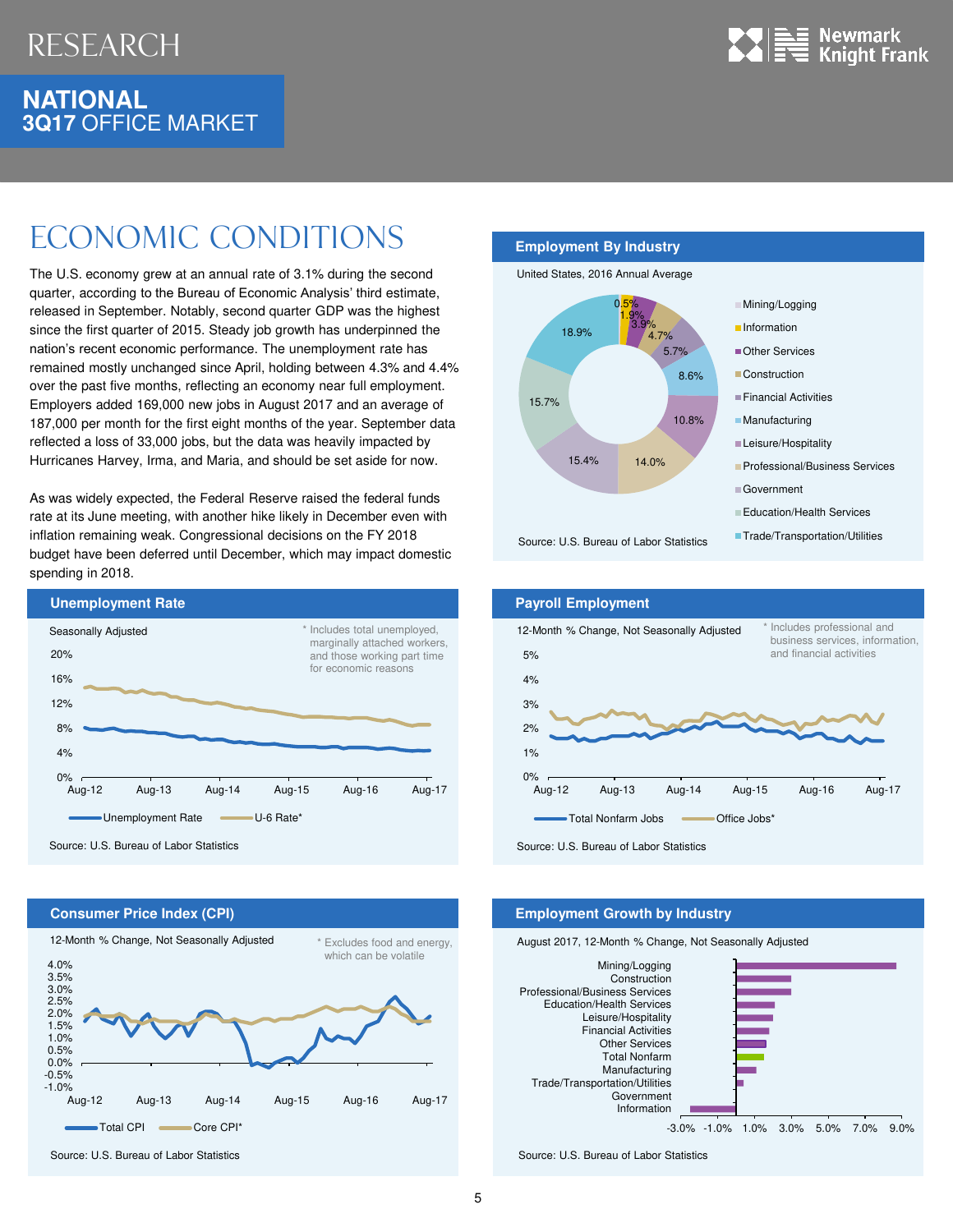# RESEARCH

## NATIONAL
## 3Q17 OFFICE MARKET

# ECONOMIC CONDITIONS

The U.S. economy grew at an annual rate of 3.1% during the second quarter, according to the Bureau of Economic Analysis' third estimate, released in September. Notably, second quarter GDP was the highest since the first quarter of 2015. Steady job growth has underpinned the nation's recent economic performance. The unemployment rate has remained mostly unchanged since April, holding between 4.3% and 4.4% over the past five months, reflecting an economy near full employment. Employers added 169,000 new jobs in August 2017 and an average of 187,000 per month for the first eight months of the year. September data reflected a loss of 33,000 jobs, but the data was heavily impacted by Hurricanes Harvey, Irma, and Maria, and should be set aside for now.

As was widely expected, the Federal Reserve raised the federal funds rate at its June meeting, with another hike likely in December even with inflation remaining weak. Congressional decisions on the FY 2018 budget have been deferred until December, which may impact domestic spending in 2018.

### Unemployment Rate

Seasonally Adjusted

* Includes total unemployed, marginally attached workers, and those working part time for economic reasons

Unemployment Rate — U-6 Rate*

Source: U.S. Bureau of Labor Statistics

### Consumer Price Index (CPI)

12-Month % Change, Not Seasonally Adjusted

* Excludes food and energy, which can be volatile

Total CPI — Core CPI*

Source: U.S. Bureau of Labor Statistics

### Employment By Industry

United States, 2016 Annual Average

| Industry | Share |
| --- | --- |
| Mining/Logging | 0.5% |
| Information | 1.9% |
| Other Services | 3.9% |
| Construction | 4.7% |
| Financial Activities | 5.7% |
| Manufacturing | 8.6% |
| Leisure/Hospitality | 10.8% |
| Professional/Business Services | 14.0% |
| Government | 15.4% |
| Education/Health Services | 15.7% |
| Trade/Transportation/Utilities | 18.9% |

Source: U.S. Bureau of Labor Statistics

### Payroll Employment

12-Month % Change, Not Seasonally Adjusted

* Includes professional and business services, information, and financial activities

Total Nonfarm Jobs — Office Jobs*

Source: U.S. Bureau of Labor Statistics

### Employment Growth by Industry

August 2017, 12-Month % Change, Not Seasonally Adjusted

Mining/Logging, Construction, Professional/Business Services, Education/Health Services, Leisure/Hospitality, Financial Activities, Other Services, Total Nonfarm, Manufacturing, Trade/Transportation/Utilities, Government, Information

Source: U.S. Bureau of Labor Statistics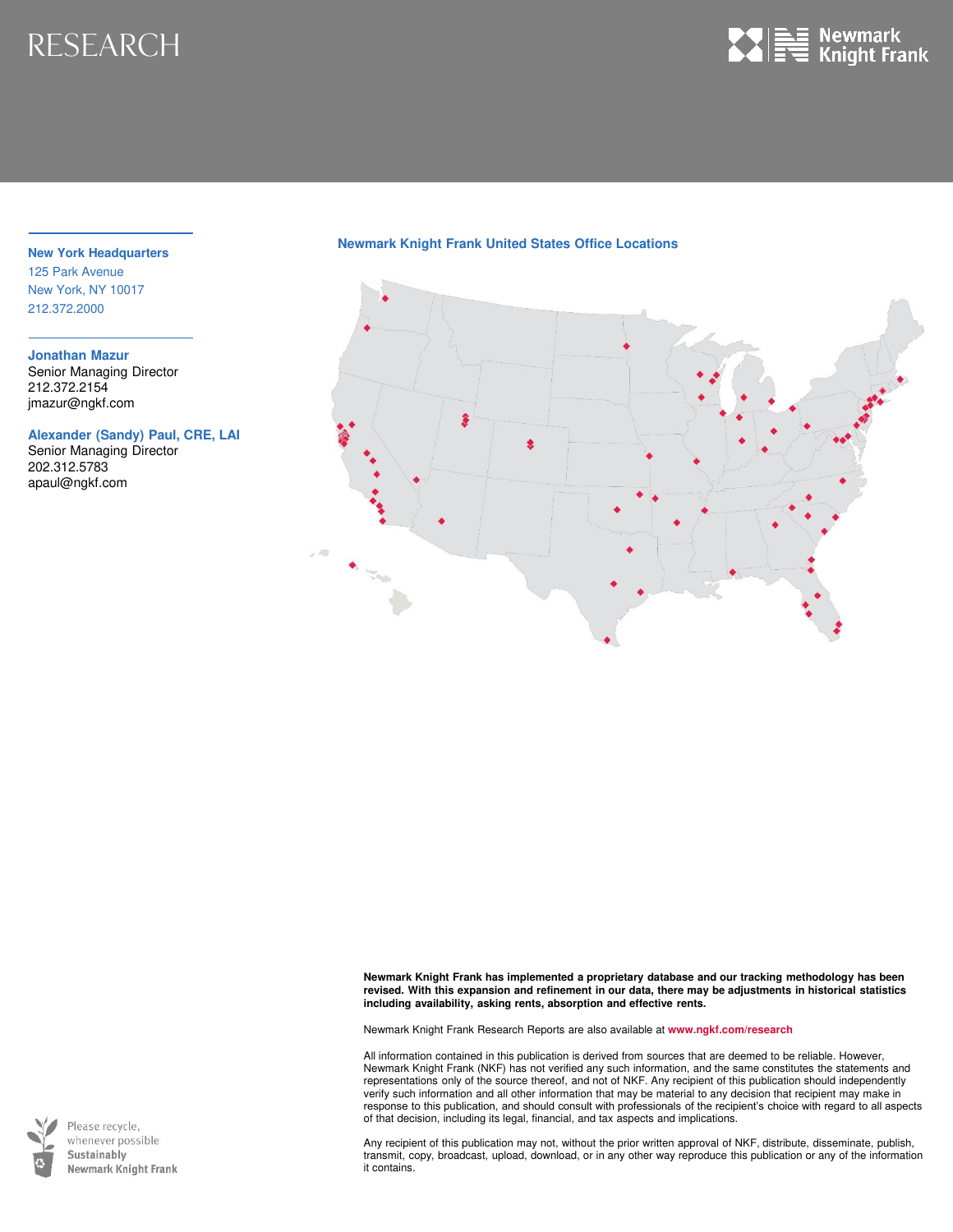RESEARCH

Newmark Knight Frank

### New York Headquarters

125 Park Avenue
New York, NY 10017
212.372.2000

**Jonathan Mazur**
Senior Managing Director
212.372.2154
jmazur@ngkf.com

**Alexander (Sandy) Paul, CRE, LAI**
Senior Managing Director
202.312.5783
apaul@ngkf.com

### Newmark Knight Frank United States Office Locations

**Newmark Knight Frank has implemented a proprietary database and our tracking methodology has been revised. With this expansion and refinement in our data, there may be adjustments in historical statistics including availability, asking rents, absorption and effective rents.**

Newmark Knight Frank Research Reports are also available at **www.ngkf.com/research**

All information contained in this publication is derived from sources that are deemed to be reliable. However, Newmark Knight Frank (NKF) has not verified any such information, and the same constitutes the statements and representations only of the source thereof, and not of NKF. Any recipient of this publication should independently verify such information and all other information that may be material to any decision that recipient may make in response to this publication, and should consult with professionals of the recipient's choice with regard to all aspects of that decision, including its legal, financial, and tax aspects and implications.

Any recipient of this publication may not, without the prior written approval of NKF, distribute, disseminate, publish, transmit, copy, broadcast, upload, download, or in any other way reproduce this publication or any of the information it contains.

Please recycle,
whenever possible
Sustainably
Newmark Knight Frank